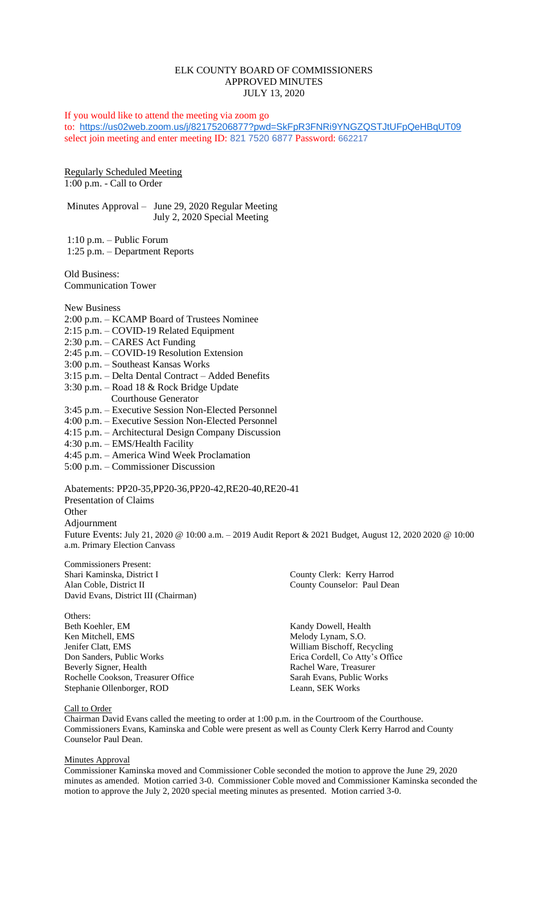# ELK COUNTY BOARD OF COMMISSIONERS
## APPROVED MINUTES
## JULY 13, 2020

If you would like to attend the meeting via zoom go to: https://us02web.zoom.us/j/82175206877?pwd=SkFpR3FNRi9YNGZQSTJtUFpQeHBqUT09 select join meeting and enter meeting ID: 821 7520 6877 Password: 662217

Regularly Scheduled Meeting
1:00 p.m. - Call to Order

Minutes Approval – June 29, 2020 Regular Meeting
July 2, 2020 Special Meeting

1:10 p.m. – Public Forum
1:25 p.m. – Department Reports

Old Business:
Communication Tower

New Business
2:00 p.m. – KCAMP Board of Trustees Nominee
2:15 p.m. – COVID-19 Related Equipment
2:30 p.m. – CARES Act Funding
2:45 p.m. – COVID-19 Resolution Extension
3:00 p.m. – Southeast Kansas Works
3:15 p.m. – Delta Dental Contract – Added Benefits
3:30 p.m. – Road 18 & Rock Bridge Update
Courthouse Generator
3:45 p.m. – Executive Session Non-Elected Personnel
4:00 p.m. – Executive Session Non-Elected Personnel
4:15 p.m. – Architectural Design Company Discussion
4:30 p.m. – EMS/Health Facility
4:45 p.m. – America Wind Week Proclamation
5:00 p.m. – Commissioner Discussion

Abatements: PP20-35,PP20-36,PP20-42,RE20-40,RE20-41
Presentation of Claims
Other
Adjournment
Future Events: July 21, 2020 @ 10:00 a.m. – 2019 Audit Report & 2021 Budget, August 12, 2020 2020 @ 10:00 a.m. Primary Election Canvass

Commissioners Present:
Shari Kaminska, District I
Alan Coble, District II
David Evans, District III (Chairman)

County Clerk: Kerry Harrod
County Counselor: Paul Dean

Others:
Beth Koehler, EM
Ken Mitchell, EMS
Jenifer Clatt, EMS
Don Sanders, Public Works
Beverly Signer, Health
Rochelle Cookson, Treasurer Office
Stephanie Ollenborger, ROD
Kandy Dowell, Health
Melody Lynam, S.O.
William Bischoff, Recycling
Erica Cordell, Co Atty's Office
Rachel Ware, Treasurer
Sarah Evans, Public Works
Leann, SEK Works

Call to Order
Chairman David Evans called the meeting to order at 1:00 p.m. in the Courtroom of the Courthouse. Commissioners Evans, Kaminska and Coble were present as well as County Clerk Kerry Harrod and County Counselor Paul Dean.

Minutes Approval
Commissioner Kaminska moved and Commissioner Coble seconded the motion to approve the June 29, 2020 minutes as amended. Motion carried 3-0. Commissioner Coble moved and Commissioner Kaminska seconded the motion to approve the July 2, 2020 special meeting minutes as presented. Motion carried 3-0.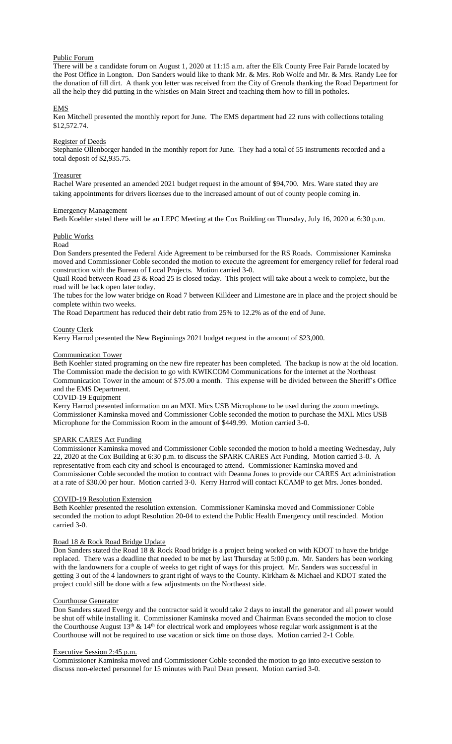Public Forum

There will be a candidate forum on August 1, 2020 at 11:15 a.m. after the Elk County Free Fair Parade located by the Post Office in Longton. Don Sanders would like to thank Mr. & Mrs. Rob Wolfe and Mr. & Mrs. Randy Lee for the donation of fill dirt. A thank you letter was received from the City of Grenola thanking the Road Department for all the help they did putting in the whistles on Main Street and teaching them how to fill in potholes.

EMS

Ken Mitchell presented the monthly report for June. The EMS department had 22 runs with collections totaling $12,572.74.

Register of Deeds

Stephanie Ollenborger handed in the monthly report for June. They had a total of 55 instruments recorded and a total deposit of $2,935.75.

Treasurer

Rachel Ware presented an amended 2021 budget request in the amount of $94,700. Mrs. Ware stated they are taking appointments for drivers licenses due to the increased amount of out of county people coming in.

Emergency Management

Beth Koehler stated there will be an LEPC Meeting at the Cox Building on Thursday, July 16, 2020 at 6:30 p.m.

Public Works

Road

Don Sanders presented the Federal Aide Agreement to be reimbursed for the RS Roads. Commissioner Kaminska moved and Commissioner Coble seconded the motion to execute the agreement for emergency relief for federal road construction with the Bureau of Local Projects. Motion carried 3-0.

Quail Road between Road 23 & Road 25 is closed today. This project will take about a week to complete, but the road will be back open later today.

The tubes for the low water bridge on Road 7 between Killdeer and Limestone are in place and the project should be complete within two weeks.

The Road Department has reduced their debt ratio from 25% to 12.2% as of the end of June.

County Clerk

Kerry Harrod presented the New Beginnings 2021 budget request in the amount of $23,000.

Communication Tower

Beth Koehler stated programing on the new fire repeater has been completed. The backup is now at the old location. The Commission made the decision to go with KWIKCOM Communications for the internet at the Northeast Communication Tower in the amount of $75.00 a month. This expense will be divided between the Sheriff's Office and the EMS Department.

COVID-19 Equipment

Kerry Harrod presented information on an MXL Mics USB Microphone to be used during the zoom meetings. Commissioner Kaminska moved and Commissioner Coble seconded the motion to purchase the MXL Mics USB Microphone for the Commission Room in the amount of $449.99. Motion carried 3-0.

SPARK CARES Act Funding

Commissioner Kaminska moved and Commissioner Coble seconded the motion to hold a meeting Wednesday, July 22, 2020 at the Cox Building at 6:30 p.m. to discuss the SPARK CARES Act Funding. Motion carried 3-0. A representative from each city and school is encouraged to attend. Commissioner Kaminska moved and Commissioner Coble seconded the motion to contract with Deanna Jones to provide our CARES Act administration at a rate of $30.00 per hour. Motion carried 3-0. Kerry Harrod will contact KCAMP to get Mrs. Jones bonded.

COVID-19 Resolution Extension

Beth Koehler presented the resolution extension. Commissioner Kaminska moved and Commissioner Coble seconded the motion to adopt Resolution 20-04 to extend the Public Health Emergency until rescinded. Motion carried 3-0.

Road 18 & Rock Road Bridge Update

Don Sanders stated the Road 18 & Rock Road bridge is a project being worked on with KDOT to have the bridge replaced. There was a deadline that needed to be met by last Thursday at 5:00 p.m. Mr. Sanders has been working with the landowners for a couple of weeks to get right of ways for this project. Mr. Sanders was successful in getting 3 out of the 4 landowners to grant right of ways to the County. Kirkham & Michael and KDOT stated the project could still be done with a few adjustments on the Northeast side.

Courthouse Generator

Don Sanders stated Evergy and the contractor said it would take 2 days to install the generator and all power would be shut off while installing it. Commissioner Kaminska moved and Chairman Evans seconded the motion to close the Courthouse August 13th & 14th for electrical work and employees whose regular work assignment is at the Courthouse will not be required to use vacation or sick time on those days. Motion carried 2-1 Coble.

Executive Session 2:45 p.m.

Commissioner Kaminska moved and Commissioner Coble seconded the motion to go into executive session to discuss non-elected personnel for 15 minutes with Paul Dean present. Motion carried 3-0.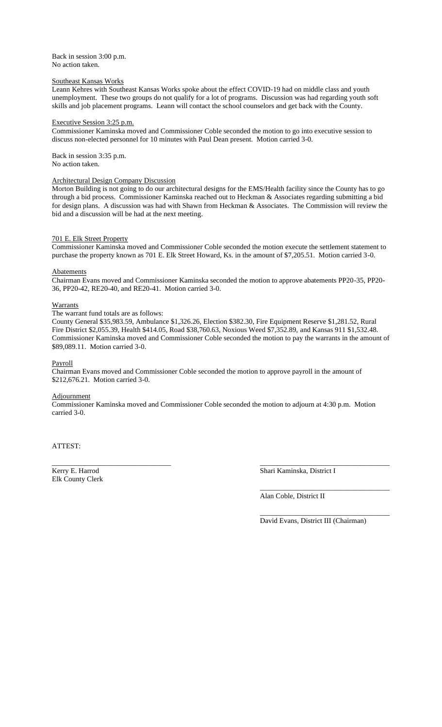Back in session 3:00 p.m.
No action taken.

Southeast Kansas Works

Leann Kehres with Southeast Kansas Works spoke about the effect COVID-19 had on middle class and youth unemployment. These two groups do not qualify for a lot of programs. Discussion was had regarding youth soft skills and job placement programs. Leann will contact the school counselors and get back with the County.

Executive Session 3:25 p.m.

Commissioner Kaminska moved and Commissioner Coble seconded the motion to go into executive session to discuss non-elected personnel for 10 minutes with Paul Dean present. Motion carried 3-0.

Back in session 3:35 p.m.
No action taken.

Architectural Design Company Discussion

Morton Building is not going to do our architectural designs for the EMS/Health facility since the County has to go through a bid process. Commissioner Kaminska reached out to Heckman & Associates regarding submitting a bid for design plans. A discussion was had with Shawn from Heckman & Associates. The Commission will review the bid and a discussion will be had at the next meeting.

701 E. Elk Street Property

Commissioner Kaminska moved and Commissioner Coble seconded the motion execute the settlement statement to purchase the property known as 701 E. Elk Street Howard, Ks. in the amount of $7,205.51. Motion carried 3-0.

Abatements

Chairman Evans moved and Commissioner Kaminska seconded the motion to approve abatements PP20-35, PP20-36, PP20-42, RE20-40, and RE20-41. Motion carried 3-0.

Warrants

The warrant fund totals are as follows:

County General $35,983.59, Ambulance $1,326.26, Election $382.30, Fire Equipment Reserve $1,281.52, Rural Fire District $2,055.39, Health $414.05, Road $38,760.63, Noxious Weed $7,352.89, and Kansas 911 $1,532.48. Commissioner Kaminska moved and Commissioner Coble seconded the motion to pay the warrants in the amount of $89,089.11. Motion carried 3-0.

Payroll

Chairman Evans moved and Commissioner Coble seconded the motion to approve payroll in the amount of $212,676.21. Motion carried 3-0.

Adjournment

Commissioner Kaminska moved and Commissioner Coble seconded the motion to adjourn at 4:30 p.m. Motion carried 3-0.

ATTEST:

Kerry E. Harrod
Elk County Clerk

Shari Kaminska, District I

Alan Coble, District II

David Evans, District III (Chairman)